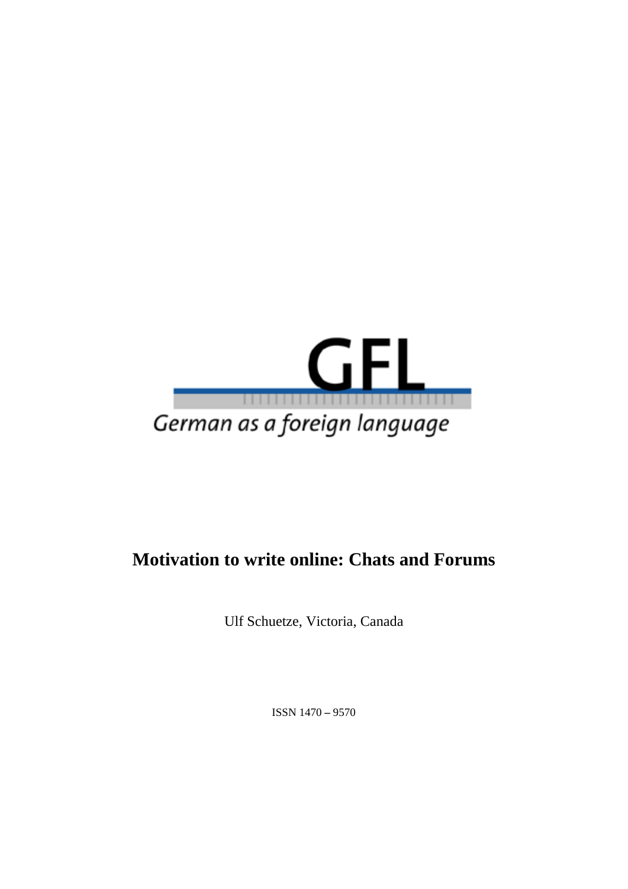GFL

German as a foreign language

# Motivation to write online: Chats and Forums

Ulf Schuetze, Victoria, Canada

ISSN 1470 – 9570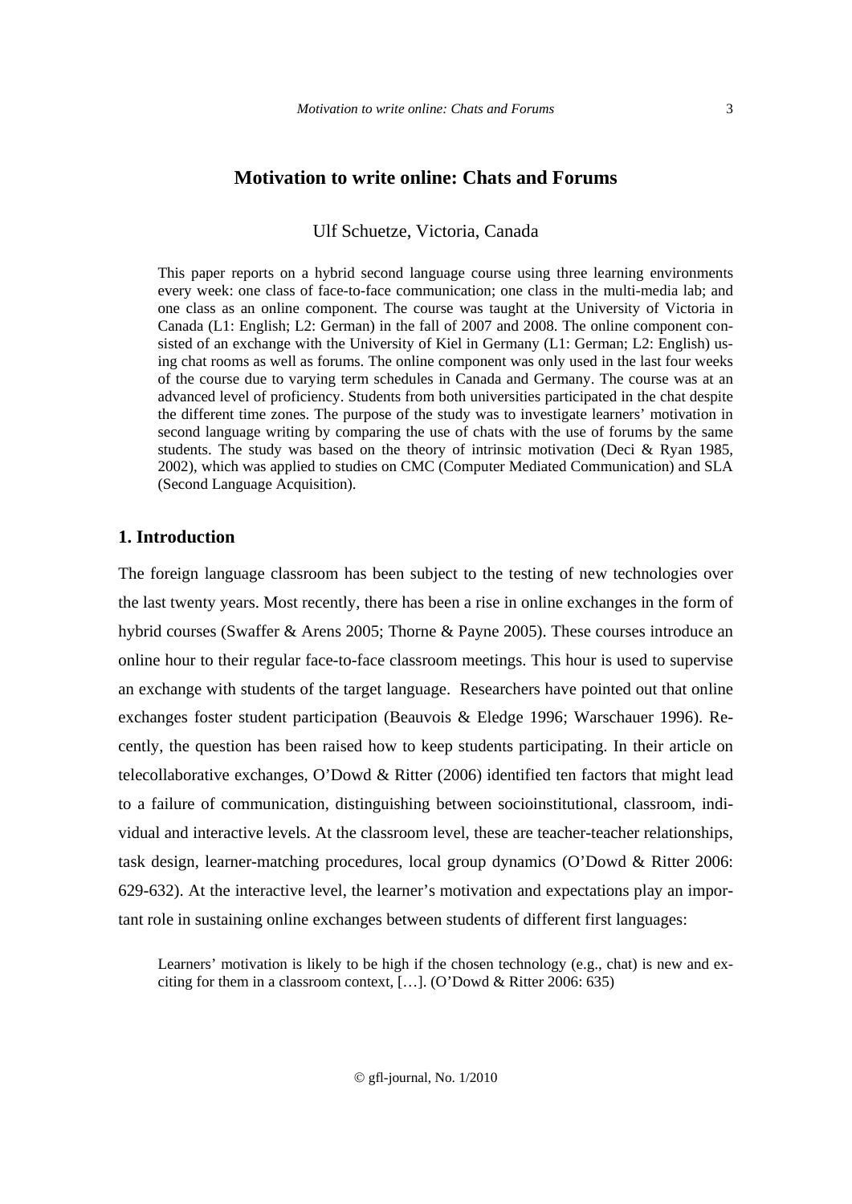# Motivation to write online: Chats and Forums

Ulf Schuetze, Victoria, Canada

This paper reports on a hybrid second language course using three learning environments every week: one class of face-to-face communication; one class in the multi-media lab; and one class as an online component. The course was taught at the University of Victoria in Canada (L1: English; L2: German) in the fall of 2007 and 2008. The online component consisted of an exchange with the University of Kiel in Germany (L1: German; L2: English) using chat rooms as well as forums. The online component was only used in the last four weeks of the course due to varying term schedules in Canada and Germany. The course was at an advanced level of proficiency. Students from both universities participated in the chat despite the different time zones. The purpose of the study was to investigate learners' motivation in second language writing by comparing the use of chats with the use of forums by the same students. The study was based on the theory of intrinsic motivation (Deci & Ryan 1985, 2002), which was applied to studies on CMC (Computer Mediated Communication) and SLA (Second Language Acquisition).

## 1. Introduction

The foreign language classroom has been subject to the testing of new technologies over the last twenty years. Most recently, there has been a rise in online exchanges in the form of hybrid courses (Swaffer & Arens 2005; Thorne & Payne 2005). These courses introduce an online hour to their regular face-to-face classroom meetings. This hour is used to supervise an exchange with students of the target language. Researchers have pointed out that online exchanges foster student participation (Beauvois & Eledge 1996; Warschauer 1996). Recently, the question has been raised how to keep students participating. In their article on telecollaborative exchanges, O'Dowd & Ritter (2006) identified ten factors that might lead to a failure of communication, distinguishing between socioinstitutional, classroom, individual and interactive levels. At the classroom level, these are teacher-teacher relationships, task design, learner-matching procedures, local group dynamics (O'Dowd & Ritter 2006: 629-632). At the interactive level, the learner's motivation and expectations play an important role in sustaining online exchanges between students of different first languages:

> Learners' motivation is likely to be high if the chosen technology (e.g., chat) is new and exciting for them in a classroom context, […]. (O'Dowd & Ritter 2006: 635)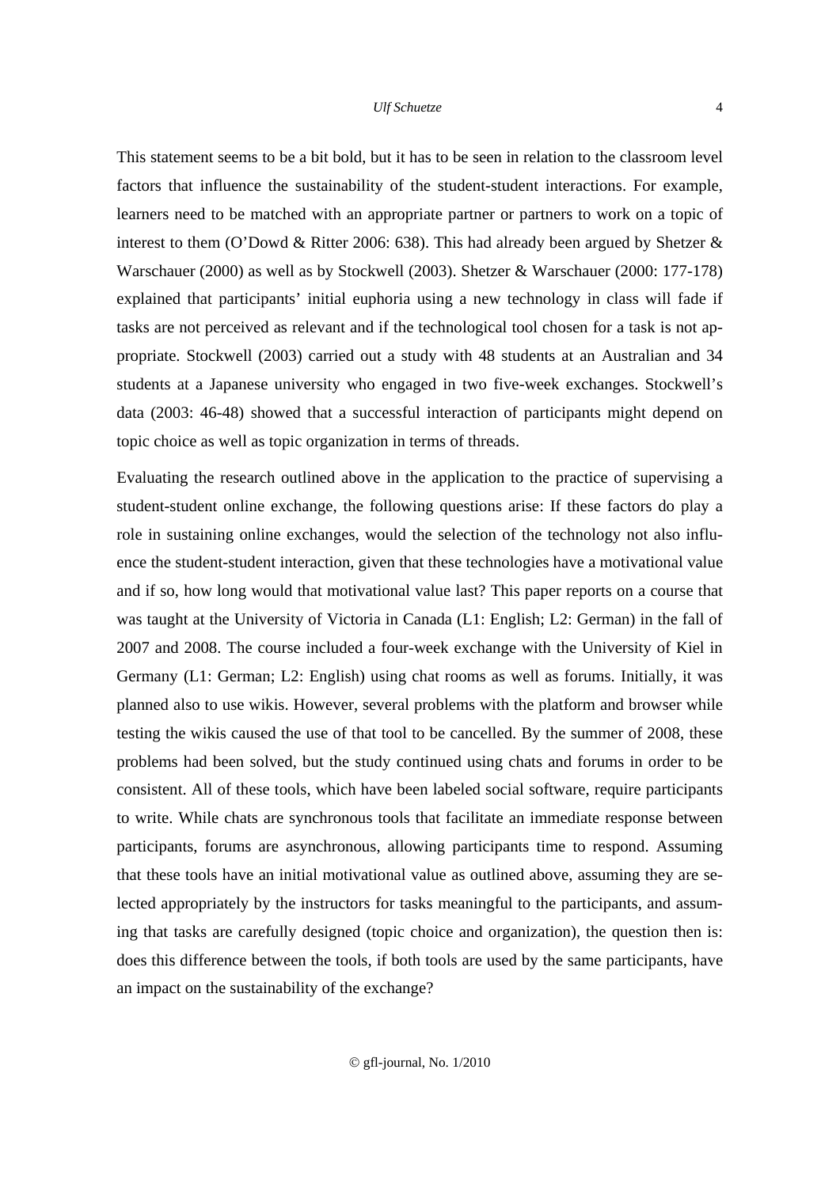This statement seems to be a bit bold, but it has to be seen in relation to the classroom level factors that influence the sustainability of the student-student interactions. For example, learners need to be matched with an appropriate partner or partners to work on a topic of interest to them (O'Dowd & Ritter 2006: 638). This had already been argued by Shetzer & Warschauer (2000) as well as by Stockwell (2003). Shetzer & Warschauer (2000: 177-178) explained that participants' initial euphoria using a new technology in class will fade if tasks are not perceived as relevant and if the technological tool chosen for a task is not appropriate. Stockwell (2003) carried out a study with 48 students at an Australian and 34 students at a Japanese university who engaged in two five-week exchanges. Stockwell's data (2003: 46-48) showed that a successful interaction of participants might depend on topic choice as well as topic organization in terms of threads.

Evaluating the research outlined above in the application to the practice of supervising a student-student online exchange, the following questions arise: If these factors do play a role in sustaining online exchanges, would the selection of the technology not also influence the student-student interaction, given that these technologies have a motivational value and if so, how long would that motivational value last? This paper reports on a course that was taught at the University of Victoria in Canada (L1: English; L2: German) in the fall of 2007 and 2008. The course included a four-week exchange with the University of Kiel in Germany (L1: German; L2: English) using chat rooms as well as forums. Initially, it was planned also to use wikis. However, several problems with the platform and browser while testing the wikis caused the use of that tool to be cancelled. By the summer of 2008, these problems had been solved, but the study continued using chats and forums in order to be consistent. All of these tools, which have been labeled social software, require participants to write. While chats are synchronous tools that facilitate an immediate response between participants, forums are asynchronous, allowing participants time to respond. Assuming that these tools have an initial motivational value as outlined above, assuming they are selected appropriately by the instructors for tasks meaningful to the participants, and assuming that tasks are carefully designed (topic choice and organization), the question then is: does this difference between the tools, if both tools are used by the same participants, have an impact on the sustainability of the exchange?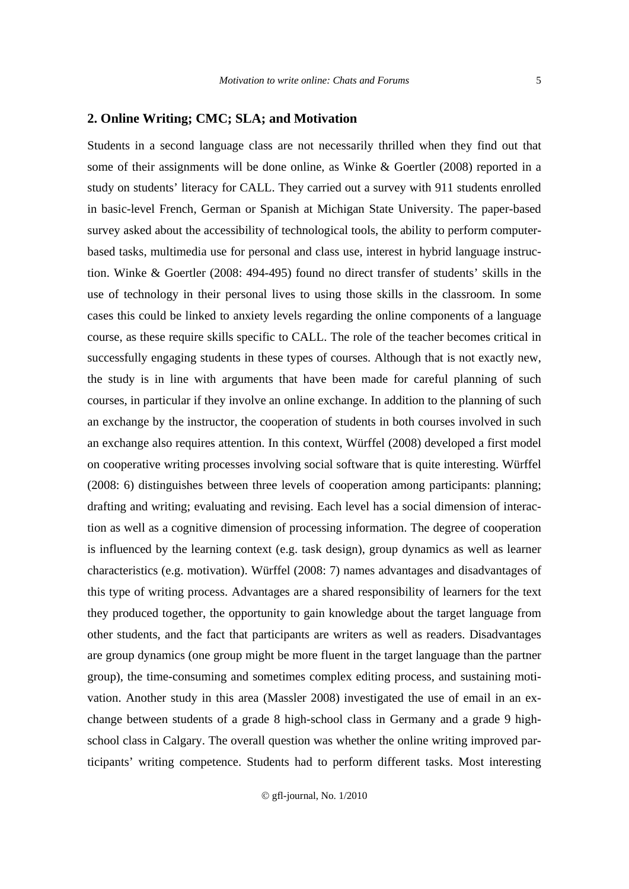## 2. Online Writing; CMC; SLA; and Motivation

Students in a second language class are not necessarily thrilled when they find out that some of their assignments will be done online, as Winke & Goertler (2008) reported in a study on students' literacy for CALL. They carried out a survey with 911 students enrolled in basic-level French, German or Spanish at Michigan State University. The paper-based survey asked about the accessibility of technological tools, the ability to perform computer-based tasks, multimedia use for personal and class use, interest in hybrid language instruction. Winke & Goertler (2008: 494-495) found no direct transfer of students' skills in the use of technology in their personal lives to using those skills in the classroom. In some cases this could be linked to anxiety levels regarding the online components of a language course, as these require skills specific to CALL. The role of the teacher becomes critical in successfully engaging students in these types of courses. Although that is not exactly new, the study is in line with arguments that have been made for careful planning of such courses, in particular if they involve an online exchange. In addition to the planning of such an exchange by the instructor, the cooperation of students in both courses involved in such an exchange also requires attention. In this context, Würffel (2008) developed a first model on cooperative writing processes involving social software that is quite interesting. Würffel (2008: 6) distinguishes between three levels of cooperation among participants: planning; drafting and writing; evaluating and revising. Each level has a social dimension of interaction as well as a cognitive dimension of processing information. The degree of cooperation is influenced by the learning context (e.g. task design), group dynamics as well as learner characteristics (e.g. motivation). Würffel (2008: 7) names advantages and disadvantages of this type of writing process. Advantages are a shared responsibility of learners for the text they produced together, the opportunity to gain knowledge about the target language from other students, and the fact that participants are writers as well as readers. Disadvantages are group dynamics (one group might be more fluent in the target language than the partner group), the time-consuming and sometimes complex editing process, and sustaining motivation. Another study in this area (Massler 2008) investigated the use of email in an exchange between students of a grade 8 high-school class in Germany and a grade 9 high-school class in Calgary. The overall question was whether the online writing improved participants' writing competence. Students had to perform different tasks. Most interesting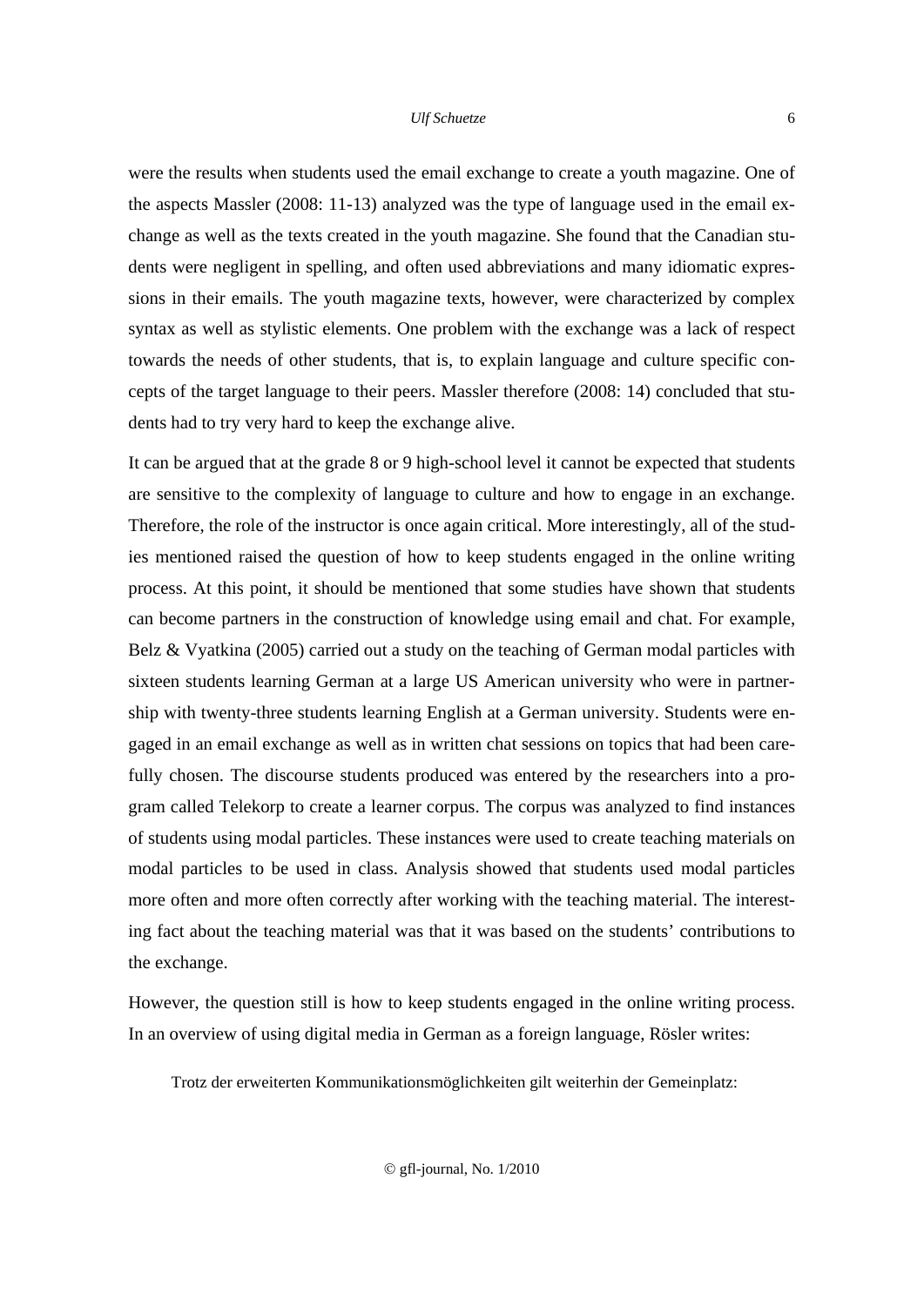were the results when students used the email exchange to create a youth magazine. One of the aspects Massler (2008: 11-13) analyzed was the type of language used in the email exchange as well as the texts created in the youth magazine. She found that the Canadian students were negligent in spelling, and often used abbreviations and many idiomatic expressions in their emails. The youth magazine texts, however, were characterized by complex syntax as well as stylistic elements. One problem with the exchange was a lack of respect towards the needs of other students, that is, to explain language and culture specific concepts of the target language to their peers. Massler therefore (2008: 14) concluded that students had to try very hard to keep the exchange alive.

It can be argued that at the grade 8 or 9 high-school level it cannot be expected that students are sensitive to the complexity of language to culture and how to engage in an exchange. Therefore, the role of the instructor is once again critical. More interestingly, all of the studies mentioned raised the question of how to keep students engaged in the online writing process. At this point, it should be mentioned that some studies have shown that students can become partners in the construction of knowledge using email and chat. For example, Belz & Vyatkina (2005) carried out a study on the teaching of German modal particles with sixteen students learning German at a large US American university who were in partnership with twenty-three students learning English at a German university. Students were engaged in an email exchange as well as in written chat sessions on topics that had been carefully chosen. The discourse students produced was entered by the researchers into a program called Telekorp to create a learner corpus. The corpus was analyzed to find instances of students using modal particles. These instances were used to create teaching materials on modal particles to be used in class. Analysis showed that students used modal particles more often and more often correctly after working with the teaching material. The interesting fact about the teaching material was that it was based on the students' contributions to the exchange.

However, the question still is how to keep students engaged in the online writing process. In an overview of using digital media in German as a foreign language, Rösler writes:

> Trotz der erweiterten Kommunikationsmöglichkeiten gilt weiterhin der Gemeinplatz: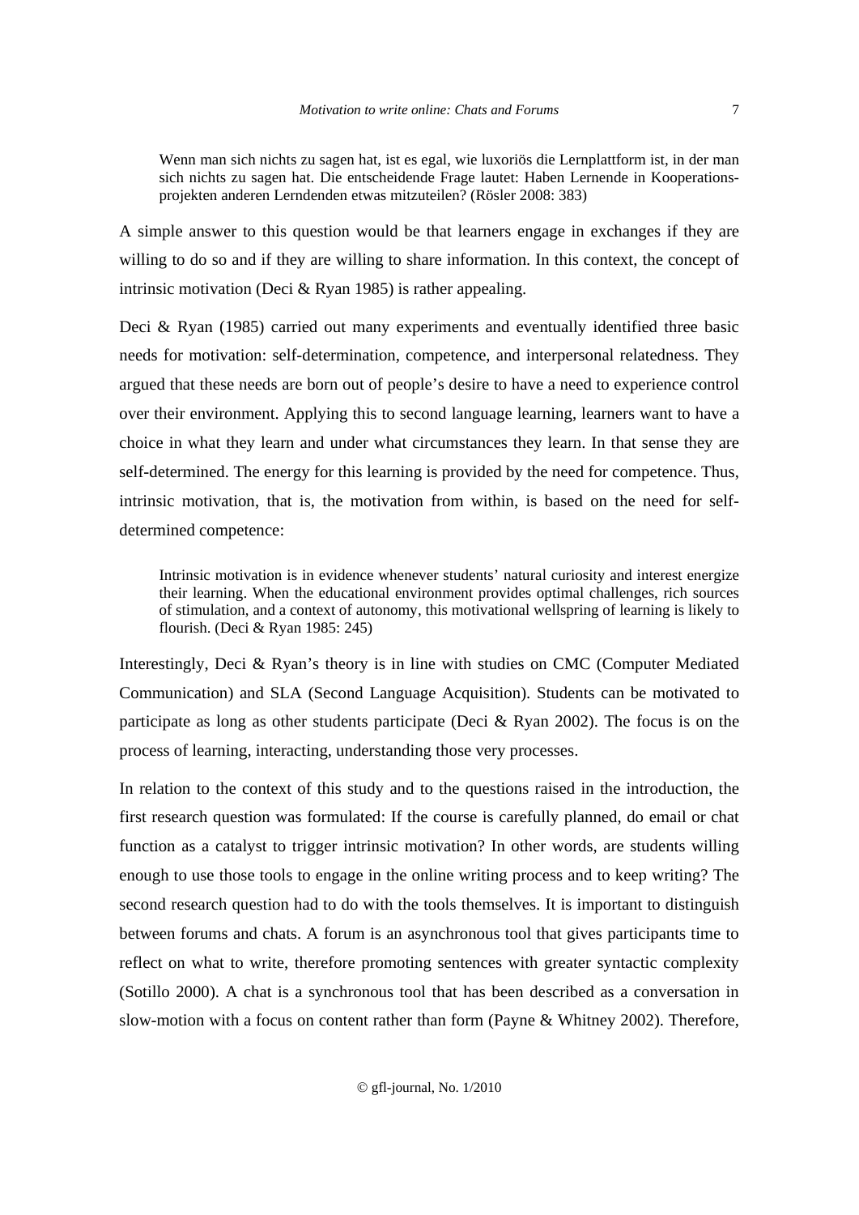> Wenn man sich nichts zu sagen hat, ist es egal, wie luxoriös die Lernplattform ist, in der man sich nichts zu sagen hat. Die entscheidende Frage lautet: Haben Lernende in Kooperationsprojekten anderen Lerndenden etwas mitzuteilen? (Rösler 2008: 383)

A simple answer to this question would be that learners engage in exchanges if they are willing to do so and if they are willing to share information. In this context, the concept of intrinsic motivation (Deci & Ryan 1985) is rather appealing.

Deci & Ryan (1985) carried out many experiments and eventually identified three basic needs for motivation: self-determination, competence, and interpersonal relatedness. They argued that these needs are born out of people's desire to have a need to experience control over their environment. Applying this to second language learning, learners want to have a choice in what they learn and under what circumstances they learn. In that sense they are self-determined. The energy for this learning is provided by the need for competence. Thus, intrinsic motivation, that is, the motivation from within, is based on the need for self-determined competence:

> Intrinsic motivation is in evidence whenever students' natural curiosity and interest energize their learning. When the educational environment provides optimal challenges, rich sources of stimulation, and a context of autonomy, this motivational wellspring of learning is likely to flourish. (Deci & Ryan 1985: 245)

Interestingly, Deci & Ryan's theory is in line with studies on CMC (Computer Mediated Communication) and SLA (Second Language Acquisition). Students can be motivated to participate as long as other students participate (Deci & Ryan 2002). The focus is on the process of learning, interacting, understanding those very processes.

In relation to the context of this study and to the questions raised in the introduction, the first research question was formulated: If the course is carefully planned, do email or chat function as a catalyst to trigger intrinsic motivation? In other words, are students willing enough to use those tools to engage in the online writing process and to keep writing? The second research question had to do with the tools themselves. It is important to distinguish between forums and chats. A forum is an asynchronous tool that gives participants time to reflect on what to write, therefore promoting sentences with greater syntactic complexity (Sotillo 2000). A chat is a synchronous tool that has been described as a conversation in slow-motion with a focus on content rather than form (Payne & Whitney 2002). Therefore,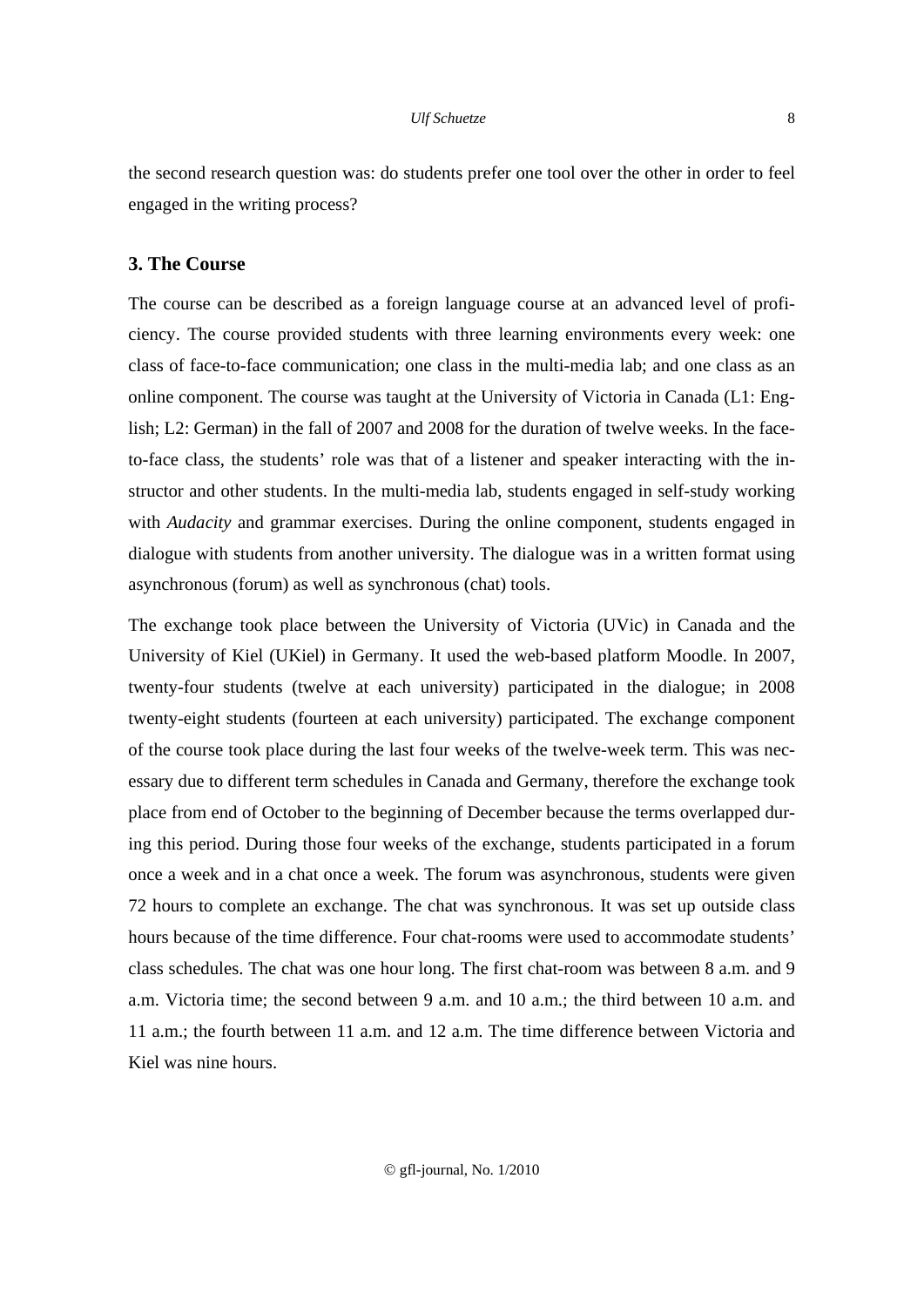the second research question was: do students prefer one tool over the other in order to feel engaged in the writing process?

## 3. The Course

The course can be described as a foreign language course at an advanced level of proficiency. The course provided students with three learning environments every week: one class of face-to-face communication; one class in the multi-media lab; and one class as an online component. The course was taught at the University of Victoria in Canada (L1: English; L2: German) in the fall of 2007 and 2008 for the duration of twelve weeks. In the face-to-face class, the students' role was that of a listener and speaker interacting with the instructor and other students. In the multi-media lab, students engaged in self-study working with *Audacity* and grammar exercises. During the online component, students engaged in dialogue with students from another university. The dialogue was in a written format using asynchronous (forum) as well as synchronous (chat) tools.

The exchange took place between the University of Victoria (UVic) in Canada and the University of Kiel (UKiel) in Germany. It used the web-based platform Moodle. In 2007, twenty-four students (twelve at each university) participated in the dialogue; in 2008 twenty-eight students (fourteen at each university) participated. The exchange component of the course took place during the last four weeks of the twelve-week term. This was necessary due to different term schedules in Canada and Germany, therefore the exchange took place from end of October to the beginning of December because the terms overlapped during this period. During those four weeks of the exchange, students participated in a forum once a week and in a chat once a week. The forum was asynchronous, students were given 72 hours to complete an exchange. The chat was synchronous. It was set up outside class hours because of the time difference. Four chat-rooms were used to accommodate students' class schedules. The chat was one hour long. The first chat-room was between 8 a.m. and 9 a.m. Victoria time; the second between 9 a.m. and 10 a.m.; the third between 10 a.m. and 11 a.m.; the fourth between 11 a.m. and 12 a.m. The time difference between Victoria and Kiel was nine hours.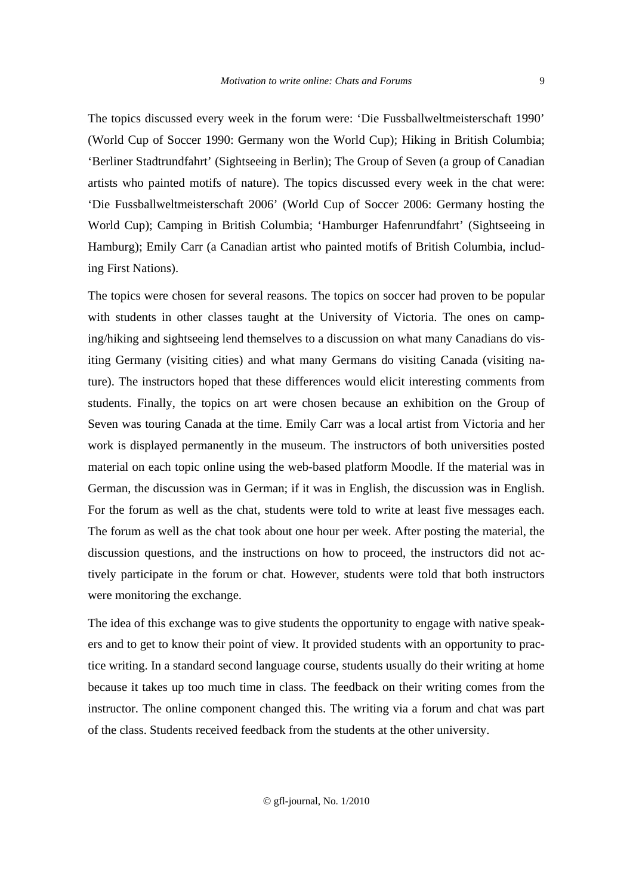The topics discussed every week in the forum were: 'Die Fussballweltmeisterschaft 1990' (World Cup of Soccer 1990: Germany won the World Cup); Hiking in British Columbia; 'Berliner Stadtrundfahrt' (Sightseeing in Berlin); The Group of Seven (a group of Canadian artists who painted motifs of nature). The topics discussed every week in the chat were: 'Die Fussballweltmeisterschaft 2006' (World Cup of Soccer 2006: Germany hosting the World Cup); Camping in British Columbia; 'Hamburger Hafenrundfahrt' (Sightseeing in Hamburg); Emily Carr (a Canadian artist who painted motifs of British Columbia, including First Nations).

The topics were chosen for several reasons. The topics on soccer had proven to be popular with students in other classes taught at the University of Victoria. The ones on camping/hiking and sightseeing lend themselves to a discussion on what many Canadians do visiting Germany (visiting cities) and what many Germans do visiting Canada (visiting nature). The instructors hoped that these differences would elicit interesting comments from students. Finally, the topics on art were chosen because an exhibition on the Group of Seven was touring Canada at the time. Emily Carr was a local artist from Victoria and her work is displayed permanently in the museum. The instructors of both universities posted material on each topic online using the web-based platform Moodle. If the material was in German, the discussion was in German; if it was in English, the discussion was in English. For the forum as well as the chat, students were told to write at least five messages each. The forum as well as the chat took about one hour per week. After posting the material, the discussion questions, and the instructions on how to proceed, the instructors did not actively participate in the forum or chat. However, students were told that both instructors were monitoring the exchange.

The idea of this exchange was to give students the opportunity to engage with native speakers and to get to know their point of view. It provided students with an opportunity to practice writing. In a standard second language course, students usually do their writing at home because it takes up too much time in class. The feedback on their writing comes from the instructor. The online component changed this. The writing via a forum and chat was part of the class. Students received feedback from the students at the other university.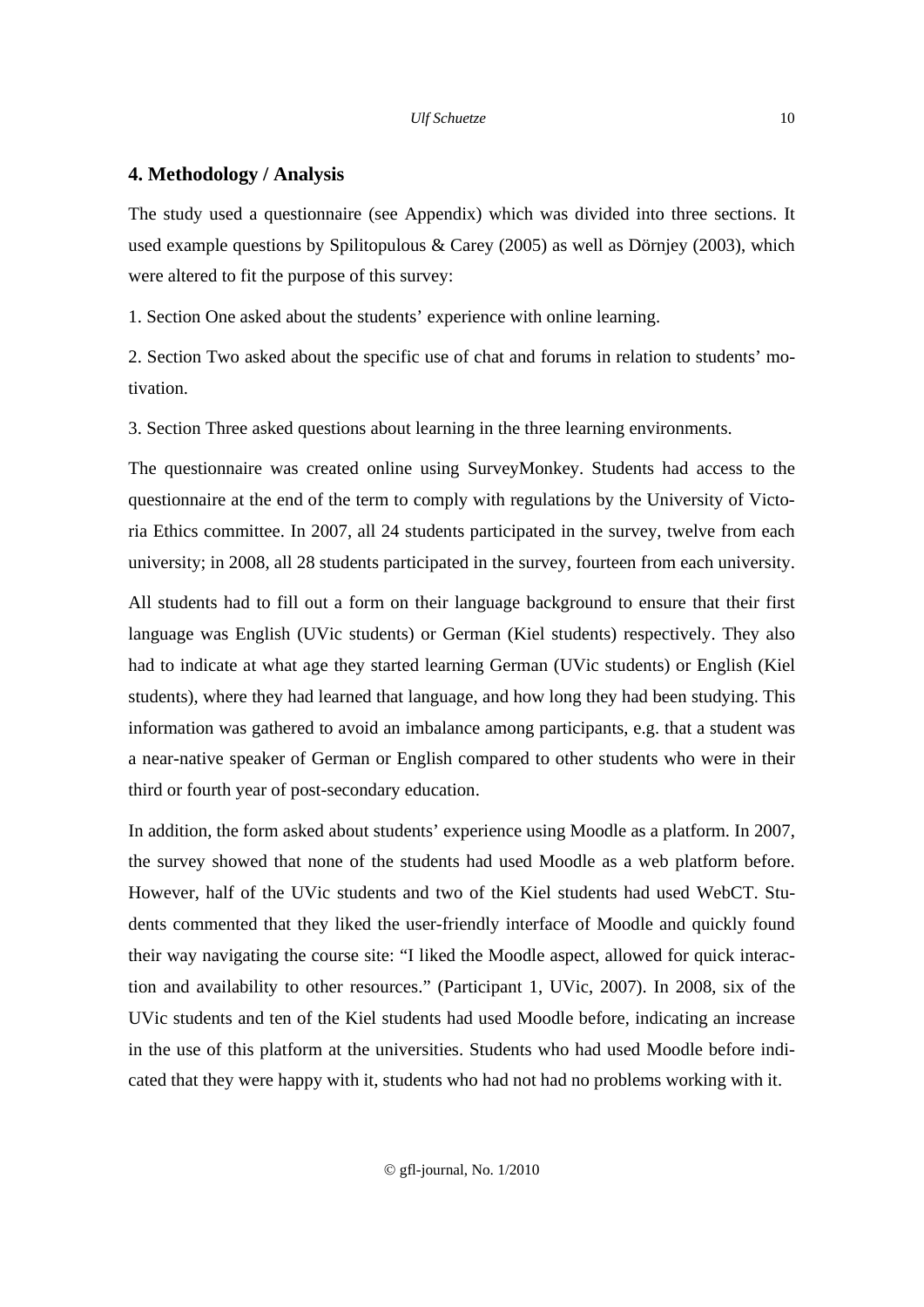## 4. Methodology / Analysis

The study used a questionnaire (see Appendix) which was divided into three sections. It used example questions by Spilitopulous & Carey (2005) as well as Dörnjey (2003), which were altered to fit the purpose of this survey:

1. Section One asked about the students' experience with online learning.

2. Section Two asked about the specific use of chat and forums in relation to students' motivation.

3. Section Three asked questions about learning in the three learning environments.

The questionnaire was created online using SurveyMonkey. Students had access to the questionnaire at the end of the term to comply with regulations by the University of Victoria Ethics committee. In 2007, all 24 students participated in the survey, twelve from each university; in 2008, all 28 students participated in the survey, fourteen from each university.

All students had to fill out a form on their language background to ensure that their first language was English (UVic students) or German (Kiel students) respectively. They also had to indicate at what age they started learning German (UVic students) or English (Kiel students), where they had learned that language, and how long they had been studying. This information was gathered to avoid an imbalance among participants, e.g. that a student was a near-native speaker of German or English compared to other students who were in their third or fourth year of post-secondary education.

In addition, the form asked about students' experience using Moodle as a platform. In 2007, the survey showed that none of the students had used Moodle as a web platform before. However, half of the UVic students and two of the Kiel students had used WebCT. Students commented that they liked the user-friendly interface of Moodle and quickly found their way navigating the course site: "I liked the Moodle aspect, allowed for quick interaction and availability to other resources." (Participant 1, UVic, 2007). In 2008, six of the UVic students and ten of the Kiel students had used Moodle before, indicating an increase in the use of this platform at the universities. Students who had used Moodle before indicated that they were happy with it, students who had not had no problems working with it.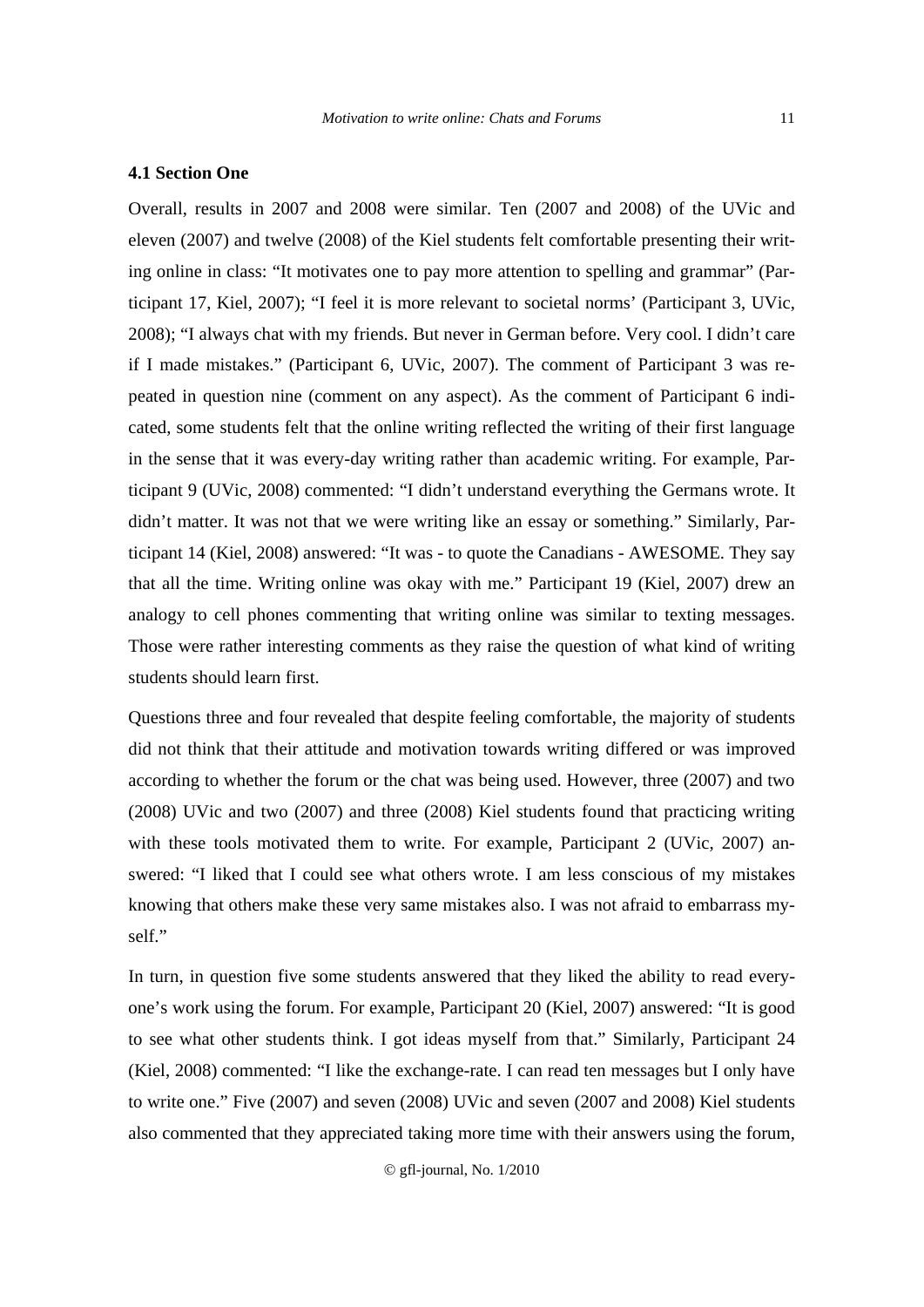### 4.1 Section One

Overall, results in 2007 and 2008 were similar. Ten (2007 and 2008) of the UVic and eleven (2007) and twelve (2008) of the Kiel students felt comfortable presenting their writing online in class: "It motivates one to pay more attention to spelling and grammar" (Participant 17, Kiel, 2007); "I feel it is more relevant to societal norms' (Participant 3, UVic, 2008); "I always chat with my friends. But never in German before. Very cool. I didn't care if I made mistakes." (Participant 6, UVic, 2007). The comment of Participant 3 was repeated in question nine (comment on any aspect). As the comment of Participant 6 indicated, some students felt that the online writing reflected the writing of their first language in the sense that it was every-day writing rather than academic writing. For example, Participant 9 (UVic, 2008) commented: "I didn't understand everything the Germans wrote. It didn't matter. It was not that we were writing like an essay or something." Similarly, Participant 14 (Kiel, 2008) answered: "It was - to quote the Canadians - AWESOME. They say that all the time. Writing online was okay with me." Participant 19 (Kiel, 2007) drew an analogy to cell phones commenting that writing online was similar to texting messages. Those were rather interesting comments as they raise the question of what kind of writing students should learn first.

Questions three and four revealed that despite feeling comfortable, the majority of students did not think that their attitude and motivation towards writing differed or was improved according to whether the forum or the chat was being used. However, three (2007) and two (2008) UVic and two (2007) and three (2008) Kiel students found that practicing writing with these tools motivated them to write. For example, Participant 2 (UVic, 2007) answered: "I liked that I could see what others wrote. I am less conscious of my mistakes knowing that others make these very same mistakes also. I was not afraid to embarrass myself."

In turn, in question five some students answered that they liked the ability to read everyone's work using the forum. For example, Participant 20 (Kiel, 2007) answered: "It is good to see what other students think. I got ideas myself from that." Similarly, Participant 24 (Kiel, 2008) commented: "I like the exchange-rate. I can read ten messages but I only have to write one." Five (2007) and seven (2008) UVic and seven (2007 and 2008) Kiel students also commented that they appreciated taking more time with their answers using the forum,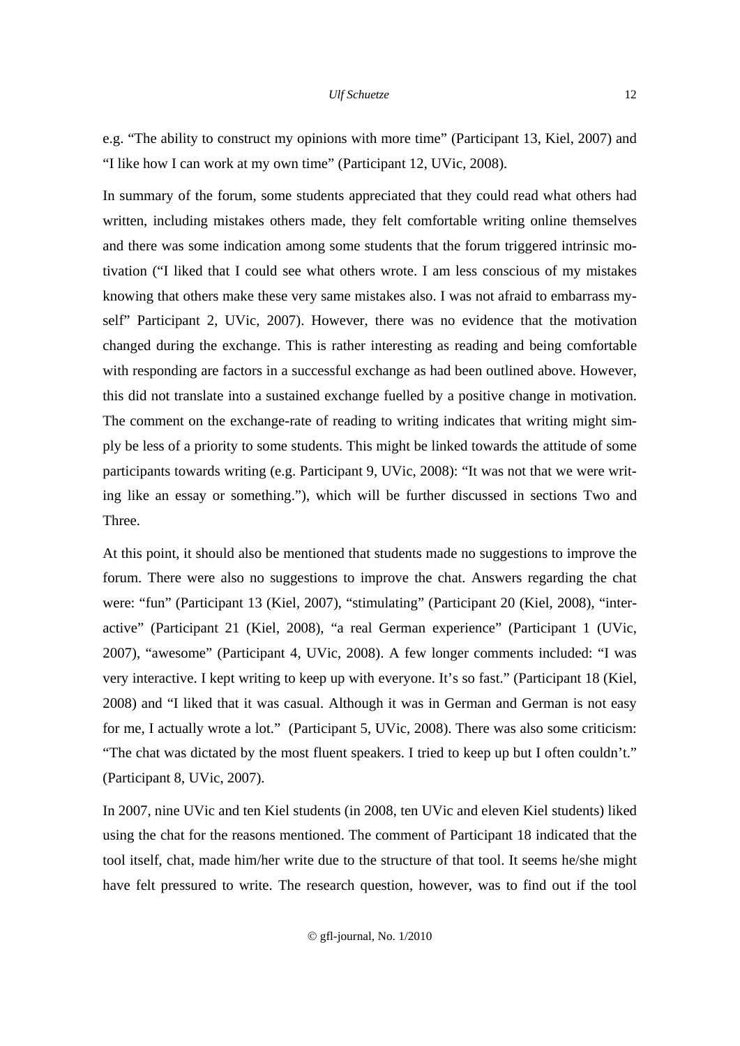e.g. “The ability to construct my opinions with more time” (Participant 13, Kiel, 2007) and “I like how I can work at my own time” (Participant 12, UVic, 2008).

In summary of the forum, some students appreciated that they could read what others had written, including mistakes others made, they felt comfortable writing online themselves and there was some indication among some students that the forum triggered intrinsic motivation (“I liked that I could see what others wrote. I am less conscious of my mistakes knowing that others make these very same mistakes also. I was not afraid to embarrass myself” Participant 2, UVic, 2007). However, there was no evidence that the motivation changed during the exchange. This is rather interesting as reading and being comfortable with responding are factors in a successful exchange as had been outlined above. However, this did not translate into a sustained exchange fuelled by a positive change in motivation. The comment on the exchange-rate of reading to writing indicates that writing might simply be less of a priority to some students. This might be linked towards the attitude of some participants towards writing (e.g. Participant 9, UVic, 2008): “It was not that we were writing like an essay or something.”), which will be further discussed in sections Two and Three.

At this point, it should also be mentioned that students made no suggestions to improve the forum. There were also no suggestions to improve the chat. Answers regarding the chat were: “fun” (Participant 13 (Kiel, 2007), “stimulating” (Participant 20 (Kiel, 2008), “interactive” (Participant 21 (Kiel, 2008), “a real German experience” (Participant 1 (UVic, 2007), “awesome” (Participant 4, UVic, 2008). A few longer comments included: “I was very interactive. I kept writing to keep up with everyone. It’s so fast.” (Participant 18 (Kiel, 2008) and “I liked that it was casual. Although it was in German and German is not easy for me, I actually wrote a lot.” (Participant 5, UVic, 2008). There was also some criticism: “The chat was dictated by the most fluent speakers. I tried to keep up but I often couldn’t.” (Participant 8, UVic, 2007).

In 2007, nine UVic and ten Kiel students (in 2008, ten UVic and eleven Kiel students) liked using the chat for the reasons mentioned. The comment of Participant 18 indicated that the tool itself, chat, made him/her write due to the structure of that tool. It seems he/she might have felt pressured to write. The research question, however, was to find out if the tool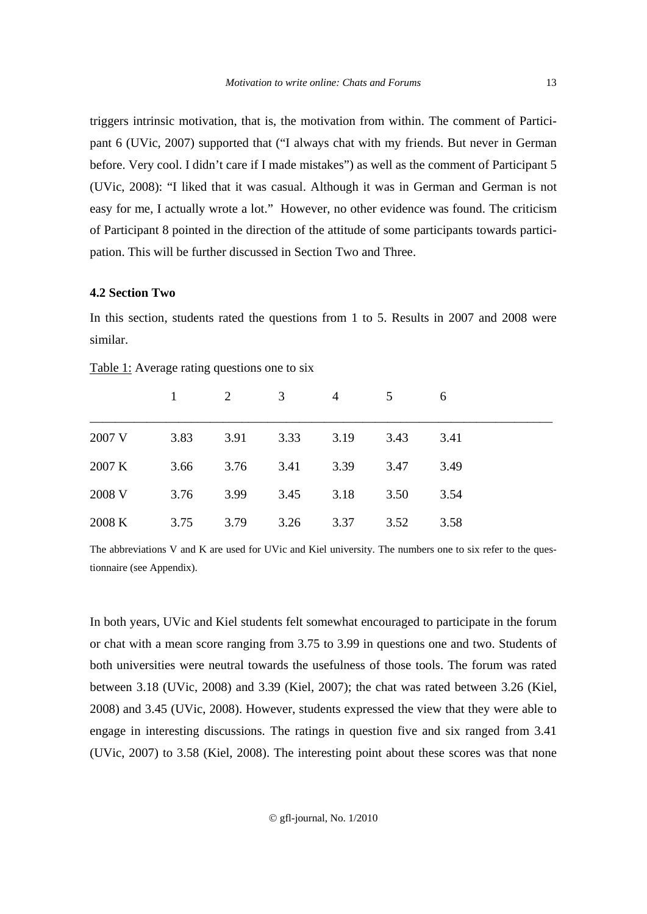triggers intrinsic motivation, that is, the motivation from within. The comment of Participant 6 (UVic, 2007) supported that ("I always chat with my friends. But never in German before. Very cool. I didn't care if I made mistakes") as well as the comment of Participant 5 (UVic, 2008): "I liked that it was casual. Although it was in German and German is not easy for me, I actually wrote a lot." However, no other evidence was found. The criticism of Participant 8 pointed in the direction of the attitude of some participants towards participation. This will be further discussed in Section Two and Three.

### 4.2 Section Two

In this section, students rated the questions from 1 to 5. Results in 2007 and 2008 were similar.

Table 1: Average rating questions one to six

| | 1 | 2 | 3 | 4 | 5 | 6 |
|---|---|---|---|---|---|---|
| 2007 V | 3.83 | 3.91 | 3.33 | 3.19 | 3.43 | 3.41 |
| 2007 K | 3.66 | 3.76 | 3.41 | 3.39 | 3.47 | 3.49 |
| 2008 V | 3.76 | 3.99 | 3.45 | 3.18 | 3.50 | 3.54 |
| 2008 K | 3.75 | 3.79 | 3.26 | 3.37 | 3.52 | 3.58 |

The abbreviations V and K are used for UVic and Kiel university. The numbers one to six refer to the questionnaire (see Appendix).

In both years, UVic and Kiel students felt somewhat encouraged to participate in the forum or chat with a mean score ranging from 3.75 to 3.99 in questions one and two. Students of both universities were neutral towards the usefulness of those tools. The forum was rated between 3.18 (UVic, 2008) and 3.39 (Kiel, 2007); the chat was rated between 3.26 (Kiel, 2008) and 3.45 (UVic, 2008). However, students expressed the view that they were able to engage in interesting discussions. The ratings in question five and six ranged from 3.41 (UVic, 2007) to 3.58 (Kiel, 2008). The interesting point about these scores was that none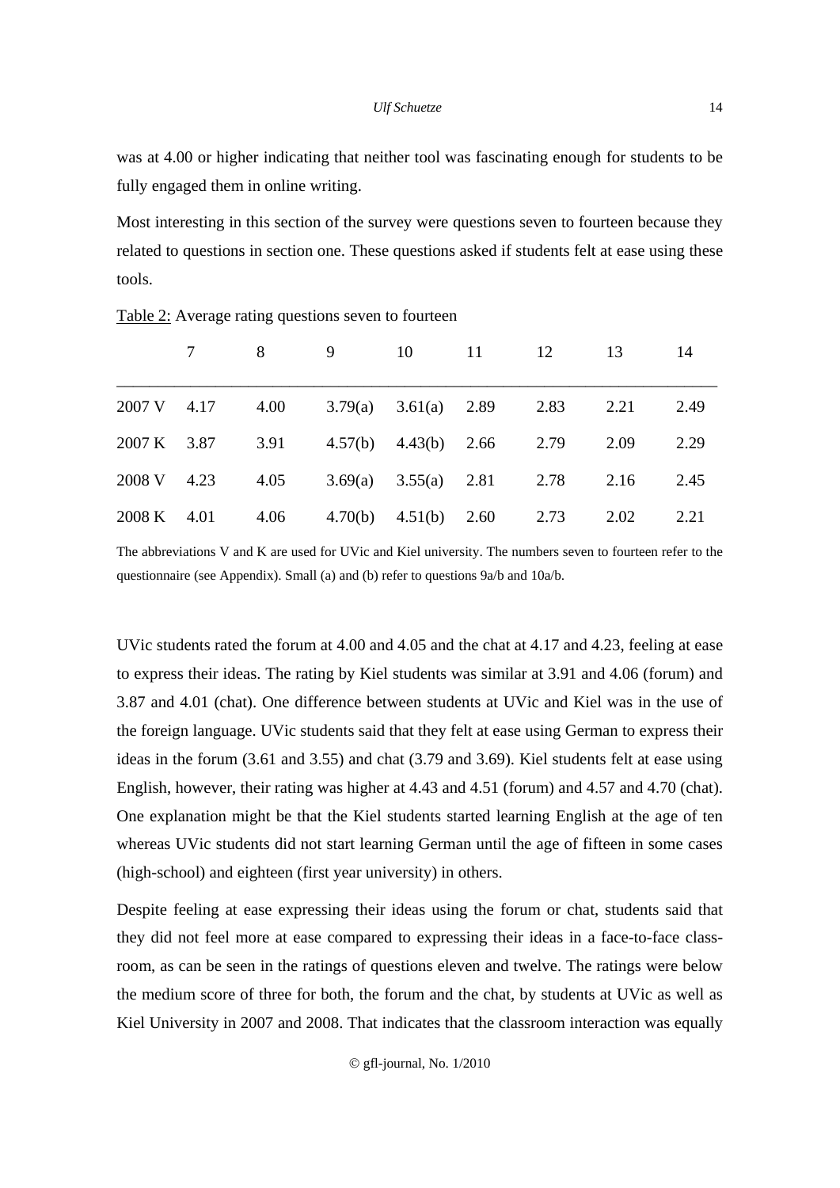was at 4.00 or higher indicating that neither tool was fascinating enough for students to be fully engaged them in online writing.

Most interesting in this section of the survey were questions seven to fourteen because they related to questions in section one. These questions asked if students felt at ease using these tools.

Table 2: Average rating questions seven to fourteen

| | 7 | 8 | 9 | 10 | 11 | 12 | 13 | 14 |
|---|---|---|---|---|---|---|---|---|
| 2007 V | 4.17 | 4.00 | 3.79(a) | 3.61(a) | 2.89 | 2.83 | 2.21 | 2.49 |
| 2007 K | 3.87 | 3.91 | 4.57(b) | 4.43(b) | 2.66 | 2.79 | 2.09 | 2.29 |
| 2008 V | 4.23 | 4.05 | 3.69(a) | 3.55(a) | 2.81 | 2.78 | 2.16 | 2.45 |
| 2008 K | 4.01 | 4.06 | 4.70(b) | 4.51(b) | 2.60 | 2.73 | 2.02 | 2.21 |

The abbreviations V and K are used for UVic and Kiel university. The numbers seven to fourteen refer to the questionnaire (see Appendix). Small (a) and (b) refer to questions 9a/b and 10a/b.

UVic students rated the forum at 4.00 and 4.05 and the chat at 4.17 and 4.23, feeling at ease to express their ideas. The rating by Kiel students was similar at 3.91 and 4.06 (forum) and 3.87 and 4.01 (chat). One difference between students at UVic and Kiel was in the use of the foreign language. UVic students said that they felt at ease using German to express their ideas in the forum (3.61 and 3.55) and chat (3.79 and 3.69). Kiel students felt at ease using English, however, their rating was higher at 4.43 and 4.51 (forum) and 4.57 and 4.70 (chat). One explanation might be that the Kiel students started learning English at the age of ten whereas UVic students did not start learning German until the age of fifteen in some cases (high-school) and eighteen (first year university) in others.

Despite feeling at ease expressing their ideas using the forum or chat, students said that they did not feel more at ease compared to expressing their ideas in a face-to-face class-room, as can be seen in the ratings of questions eleven and twelve. The ratings were below the medium score of three for both, the forum and the chat, by students at UVic as well as Kiel University in 2007 and 2008. That indicates that the classroom interaction was equally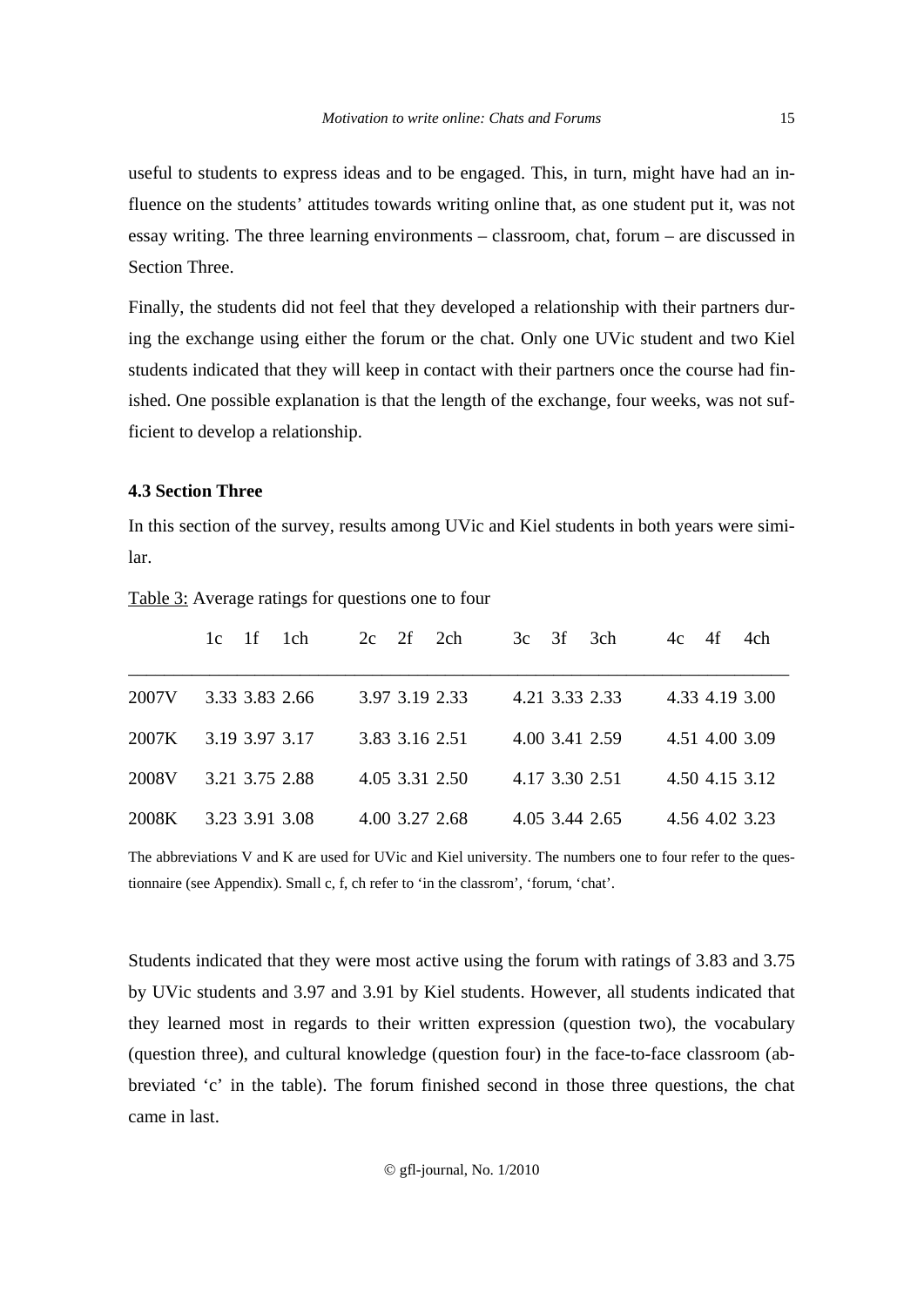useful to students to express ideas and to be engaged. This, in turn, might have had an influence on the students' attitudes towards writing online that, as one student put it, was not essay writing. The three learning environments – classroom, chat, forum – are discussed in Section Three.

Finally, the students did not feel that they developed a relationship with their partners during the exchange using either the forum or the chat. Only one UVic student and two Kiel students indicated that they will keep in contact with their partners once the course had finished. One possible explanation is that the length of the exchange, four weeks, was not sufficient to develop a relationship.

### 4.3 Section Three

In this section of the survey, results among UVic and Kiel students in both years were similar.

Table 3: Average ratings for questions one to four

| | 1c | 1f | 1ch | 2c | 2f | 2ch | 3c | 3f | 3ch | 4c | 4f | 4ch |
|---|---|---|---|---|---|---|---|---|---|---|---|---|
| 2007V | 3.33 | 3.83 | 2.66 | 3.97 | 3.19 | 2.33 | 4.21 | 3.33 | 2.33 | 4.33 | 4.19 | 3.00 |
| 2007K | 3.19 | 3.97 | 3.17 | 3.83 | 3.16 | 2.51 | 4.00 | 3.41 | 2.59 | 4.51 | 4.00 | 3.09 |
| 2008V | 3.21 | 3.75 | 2.88 | 4.05 | 3.31 | 2.50 | 4.17 | 3.30 | 2.51 | 4.50 | 4.15 | 3.12 |
| 2008K | 3.23 | 3.91 | 3.08 | 4.00 | 3.27 | 2.68 | 4.05 | 3.44 | 2.65 | 4.56 | 4.02 | 3.23 |

The abbreviations V and K are used for UVic and Kiel university. The numbers one to four refer to the questionnaire (see Appendix). Small c, f, ch refer to 'in the classrom', 'forum, 'chat'.

Students indicated that they were most active using the forum with ratings of 3.83 and 3.75 by UVic students and 3.97 and 3.91 by Kiel students. However, all students indicated that they learned most in regards to their written expression (question two), the vocabulary (question three), and cultural knowledge (question four) in the face-to-face classroom (abbreviated 'c' in the table). The forum finished second in those three questions, the chat came in last.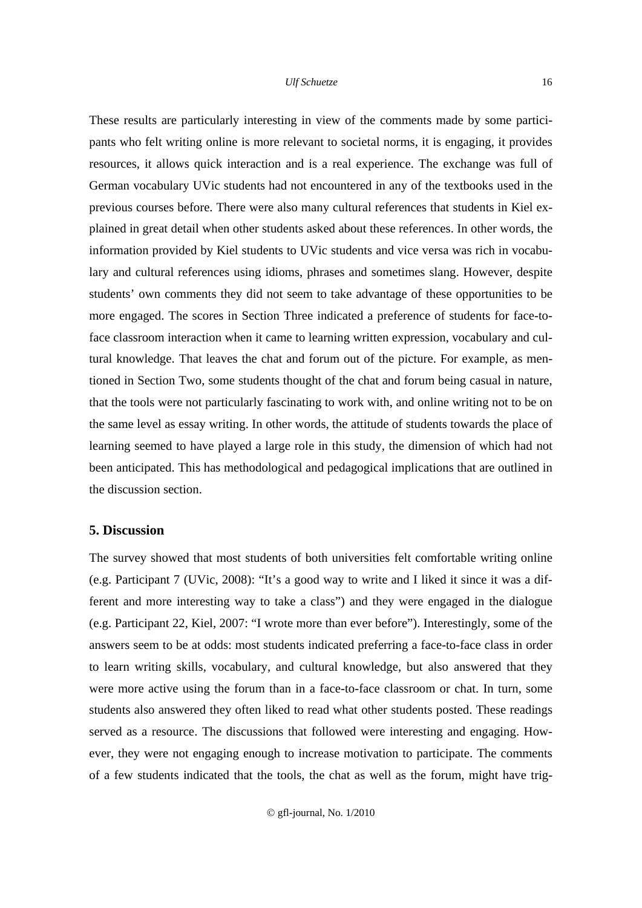These results are particularly interesting in view of the comments made by some participants who felt writing online is more relevant to societal norms, it is engaging, it provides resources, it allows quick interaction and is a real experience. The exchange was full of German vocabulary UVic students had not encountered in any of the textbooks used in the previous courses before. There were also many cultural references that students in Kiel explained in great detail when other students asked about these references. In other words, the information provided by Kiel students to UVic students and vice versa was rich in vocabulary and cultural references using idioms, phrases and sometimes slang. However, despite students' own comments they did not seem to take advantage of these opportunities to be more engaged. The scores in Section Three indicated a preference of students for face-to-face classroom interaction when it came to learning written expression, vocabulary and cultural knowledge. That leaves the chat and forum out of the picture. For example, as mentioned in Section Two, some students thought of the chat and forum being casual in nature, that the tools were not particularly fascinating to work with, and online writing not to be on the same level as essay writing. In other words, the attitude of students towards the place of learning seemed to have played a large role in this study, the dimension of which had not been anticipated. This has methodological and pedagogical implications that are outlined in the discussion section.

## 5. Discussion

The survey showed that most students of both universities felt comfortable writing online (e.g. Participant 7 (UVic, 2008): "It's a good way to write and I liked it since it was a different and more interesting way to take a class") and they were engaged in the dialogue (e.g. Participant 22, Kiel, 2007: "I wrote more than ever before"). Interestingly, some of the answers seem to be at odds: most students indicated preferring a face-to-face class in order to learn writing skills, vocabulary, and cultural knowledge, but also answered that they were more active using the forum than in a face-to-face classroom or chat. In turn, some students also answered they often liked to read what other students posted. These readings served as a resource. The discussions that followed were interesting and engaging. However, they were not engaging enough to increase motivation to participate. The comments of a few students indicated that the tools, the chat as well as the forum, might have trig-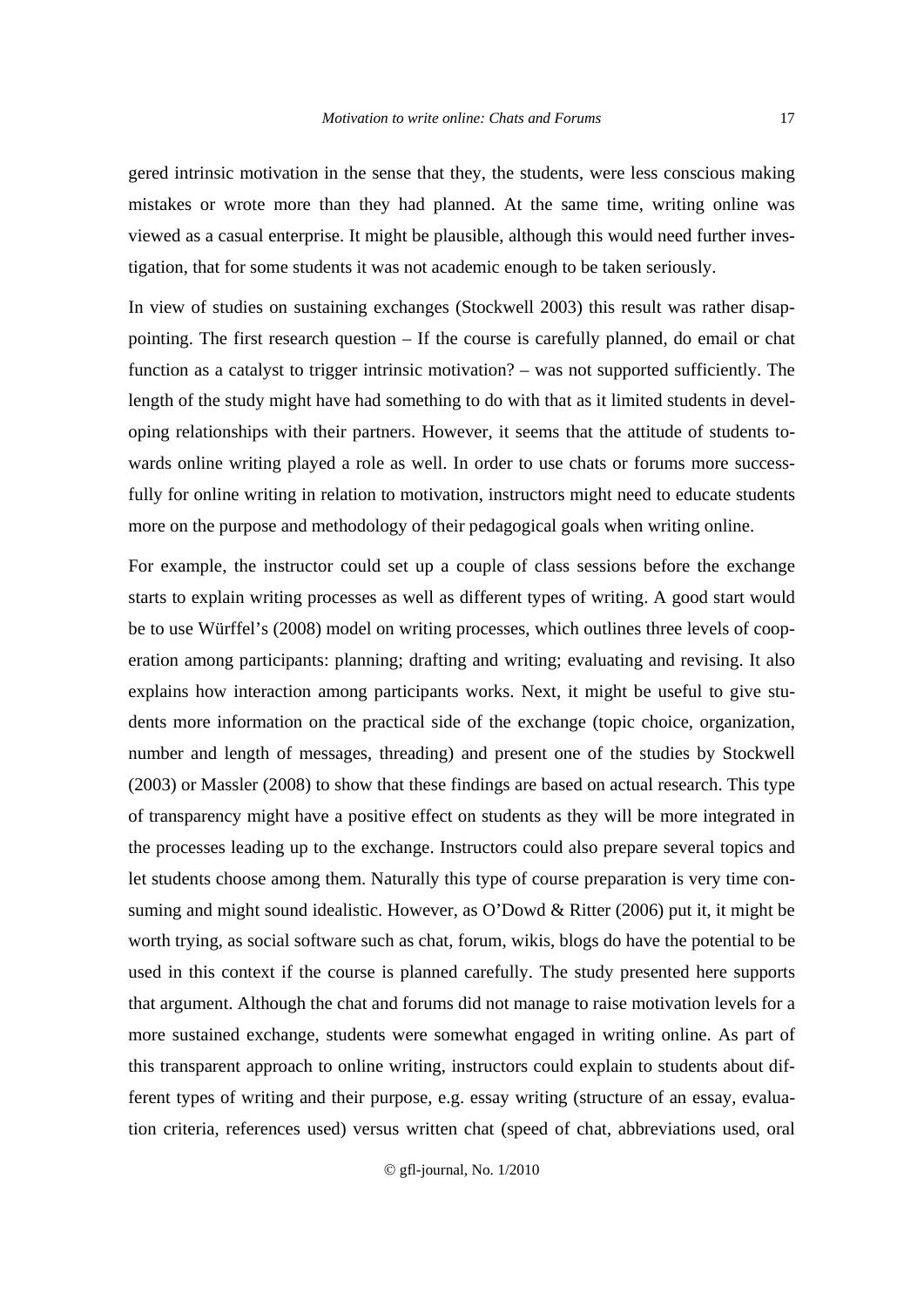gered intrinsic motivation in the sense that they, the students, were less conscious making mistakes or wrote more than they had planned. At the same time, writing online was viewed as a casual enterprise. It might be plausible, although this would need further investigation, that for some students it was not academic enough to be taken seriously.

In view of studies on sustaining exchanges (Stockwell 2003) this result was rather disappointing. The first research question – If the course is carefully planned, do email or chat function as a catalyst to trigger intrinsic motivation? – was not supported sufficiently. The length of the study might have had something to do with that as it limited students in developing relationships with their partners. However, it seems that the attitude of students towards online writing played a role as well. In order to use chats or forums more successfully for online writing in relation to motivation, instructors might need to educate students more on the purpose and methodology of their pedagogical goals when writing online.

For example, the instructor could set up a couple of class sessions before the exchange starts to explain writing processes as well as different types of writing. A good start would be to use Würffel's (2008) model on writing processes, which outlines three levels of cooperation among participants: planning; drafting and writing; evaluating and revising. It also explains how interaction among participants works. Next, it might be useful to give students more information on the practical side of the exchange (topic choice, organization, number and length of messages, threading) and present one of the studies by Stockwell (2003) or Massler (2008) to show that these findings are based on actual research. This type of transparency might have a positive effect on students as they will be more integrated in the processes leading up to the exchange. Instructors could also prepare several topics and let students choose among them. Naturally this type of course preparation is very time consuming and might sound idealistic. However, as O'Dowd & Ritter (2006) put it, it might be worth trying, as social software such as chat, forum, wikis, blogs do have the potential to be used in this context if the course is planned carefully. The study presented here supports that argument. Although the chat and forums did not manage to raise motivation levels for a more sustained exchange, students were somewhat engaged in writing online. As part of this transparent approach to online writing, instructors could explain to students about different types of writing and their purpose, e.g. essay writing (structure of an essay, evaluation criteria, references used) versus written chat (speed of chat, abbreviations used, oral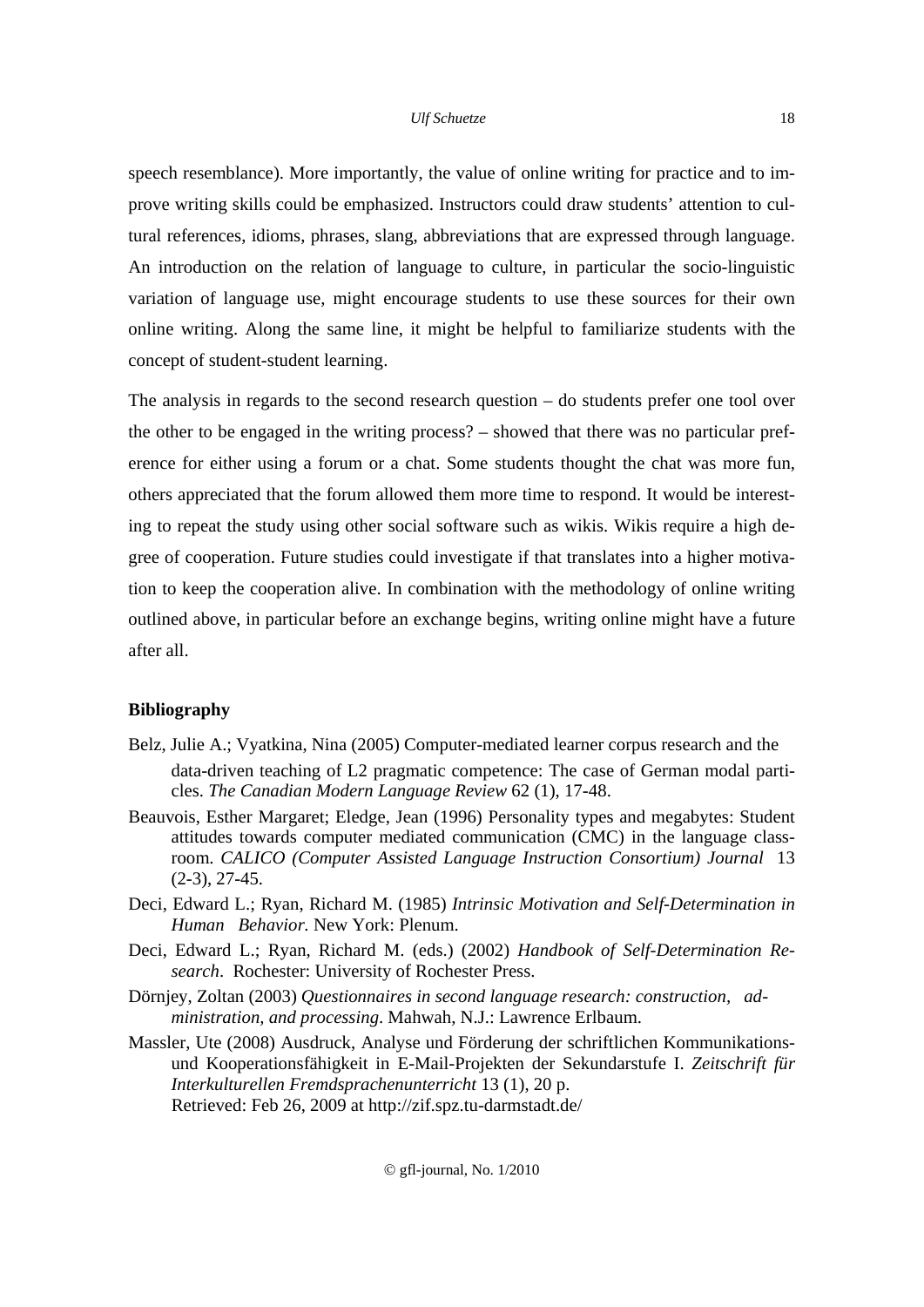speech resemblance). More importantly, the value of online writing for practice and to improve writing skills could be emphasized. Instructors could draw students' attention to cultural references, idioms, phrases, slang, abbreviations that are expressed through language. An introduction on the relation of language to culture, in particular the socio-linguistic variation of language use, might encourage students to use these sources for their own online writing. Along the same line, it might be helpful to familiarize students with the concept of student-student learning.

The analysis in regards to the second research question – do students prefer one tool over the other to be engaged in the writing process? – showed that there was no particular preference for either using a forum or a chat. Some students thought the chat was more fun, others appreciated that the forum allowed them more time to respond. It would be interesting to repeat the study using other social software such as wikis. Wikis require a high degree of cooperation. Future studies could investigate if that translates into a higher motivation to keep the cooperation alive. In combination with the methodology of online writing outlined above, in particular before an exchange begins, writing online might have a future after all.

## Bibliography

Belz, Julie A.; Vyatkina, Nina (2005) Computer-mediated learner corpus research and the data-driven teaching of L2 pragmatic competence: The case of German modal particles. *The Canadian Modern Language Review* 62 (1), 17-48.

Beauvois, Esther Margaret; Eledge, Jean (1996) Personality types and megabytes: Student attitudes towards computer mediated communication (CMC) in the language classroom. *CALICO (Computer Assisted Language Instruction Consortium) Journal* 13 (2-3), 27-45.

Deci, Edward L.; Ryan, Richard M. (1985) *Intrinsic Motivation and Self-Determination in Human Behavior*. New York: Plenum.

Deci, Edward L.; Ryan, Richard M. (eds.) (2002) *Handbook of Self-Determination Research*. Rochester: University of Rochester Press.

Dörnjey, Zoltan (2003) *Questionnaires in second language research: construction, administration, and processing*. Mahwah, N.J.: Lawrence Erlbaum.

Massler, Ute (2008) Ausdruck, Analyse und Förderung der schriftlichen Kommunikations- und Kooperationsfähigkeit in E-Mail-Projekten der Sekundarstufe I. *Zeitschrift für Interkulturellen Fremdsprachenunterricht* 13 (1), 20 p. Retrieved: Feb 26, 2009 at http://zif.spz.tu-darmstadt.de/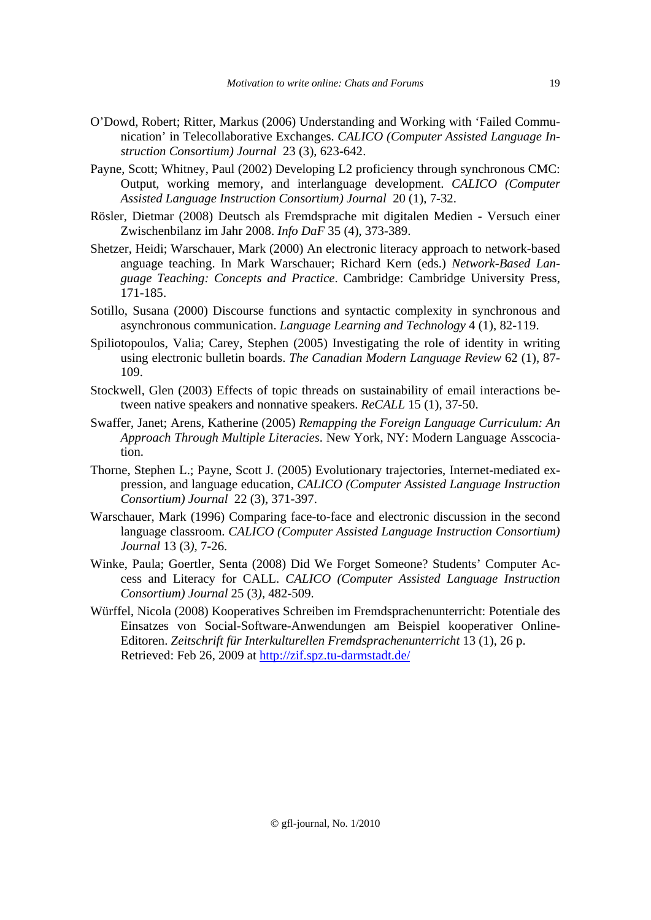O'Dowd, Robert; Ritter, Markus (2006) Understanding and Working with 'Failed Communication' in Telecollaborative Exchanges. *CALICO (Computer Assisted Language Instruction Consortium) Journal* 23 (3), 623-642.

Payne, Scott; Whitney, Paul (2002) Developing L2 proficiency through synchronous CMC: Output, working memory, and interlanguage development. *CALICO (Computer Assisted Language Instruction Consortium) Journal* 20 (1), 7-32.

Rösler, Dietmar (2008) Deutsch als Fremdsprache mit digitalen Medien - Versuch einer Zwischenbilanz im Jahr 2008. *Info DaF* 35 (4), 373-389.

Shetzer, Heidi; Warschauer, Mark (2000) An electronic literacy approach to network-based anguage teaching. In Mark Warschauer; Richard Kern (eds.) *Network-Based Language Teaching: Concepts and Practice*. Cambridge: Cambridge University Press, 171-185.

Sotillo, Susana (2000) Discourse functions and syntactic complexity in synchronous and asynchronous communication. *Language Learning and Technology* 4 (1), 82-119.

Spiliotopoulos, Valia; Carey, Stephen (2005) Investigating the role of identity in writing using electronic bulletin boards. *The Canadian Modern Language Review* 62 (1), 87-109.

Stockwell, Glen (2003) Effects of topic threads on sustainability of email interactions between native speakers and nonnative speakers. *ReCALL* 15 (1), 37-50.

Swaffer, Janet; Arens, Katherine (2005) *Remapping the Foreign Language Curriculum: An Approach Through Multiple Literacies*. New York, NY: Modern Language Asscociation.

Thorne, Stephen L.; Payne, Scott J. (2005) Evolutionary trajectories, Internet-mediated expression, and language education, *CALICO (Computer Assisted Language Instruction Consortium) Journal* 22 (3), 371-397.

Warschauer, Mark (1996) Comparing face-to-face and electronic discussion in the second language classroom. *CALICO (Computer Assisted Language Instruction Consortium) Journal* 13 (3), 7-26.

Winke, Paula; Goertler, Senta (2008) Did We Forget Someone? Students' Computer Access and Literacy for CALL. *CALICO (Computer Assisted Language Instruction Consortium) Journal* 25 (3), 482-509.

Würffel, Nicola (2008) Kooperatives Schreiben im Fremdsprachenunterricht: Potentiale des Einsatzes von Social-Software-Anwendungen am Beispiel kooperativer Online-Editoren. *Zeitschrift für Interkulturellen Fremdsprachenunterricht* 13 (1), 26 p. Retrieved: Feb 26, 2009 at http://zif.spz.tu-darmstadt.de/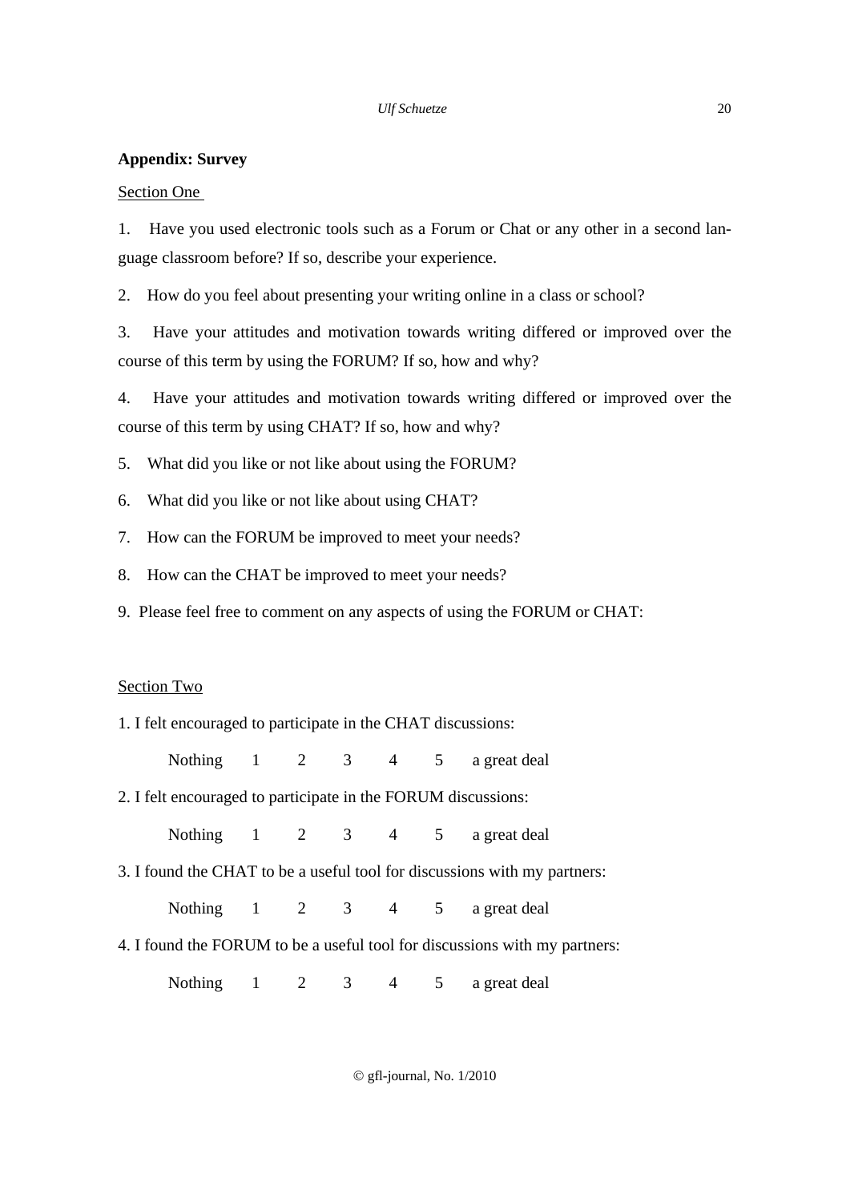## Appendix: Survey

Section One

1. Have you used electronic tools such as a Forum or Chat or any other in a second language classroom before? If so, describe your experience.

2. How do you feel about presenting your writing online in a class or school?

3. Have your attitudes and motivation towards writing differed or improved over the course of this term by using the FORUM? If so, how and why?

4. Have your attitudes and motivation towards writing differed or improved over the course of this term by using CHAT? If so, how and why?

5. What did you like or not like about using the FORUM?

6. What did you like or not like about using CHAT?

7. How can the FORUM be improved to meet your needs?

8. How can the CHAT be improved to meet your needs?

9. Please feel free to comment on any aspects of using the FORUM or CHAT:

Section Two

1. I felt encouraged to participate in the CHAT discussions:

Nothing 1 2 3 4 5 a great deal

2. I felt encouraged to participate in the FORUM discussions:

Nothing 1 2 3 4 5 a great deal

3. I found the CHAT to be a useful tool for discussions with my partners:

Nothing 1 2 3 4 5 a great deal

4. I found the FORUM to be a useful tool for discussions with my partners:

Nothing 1 2 3 4 5 a great deal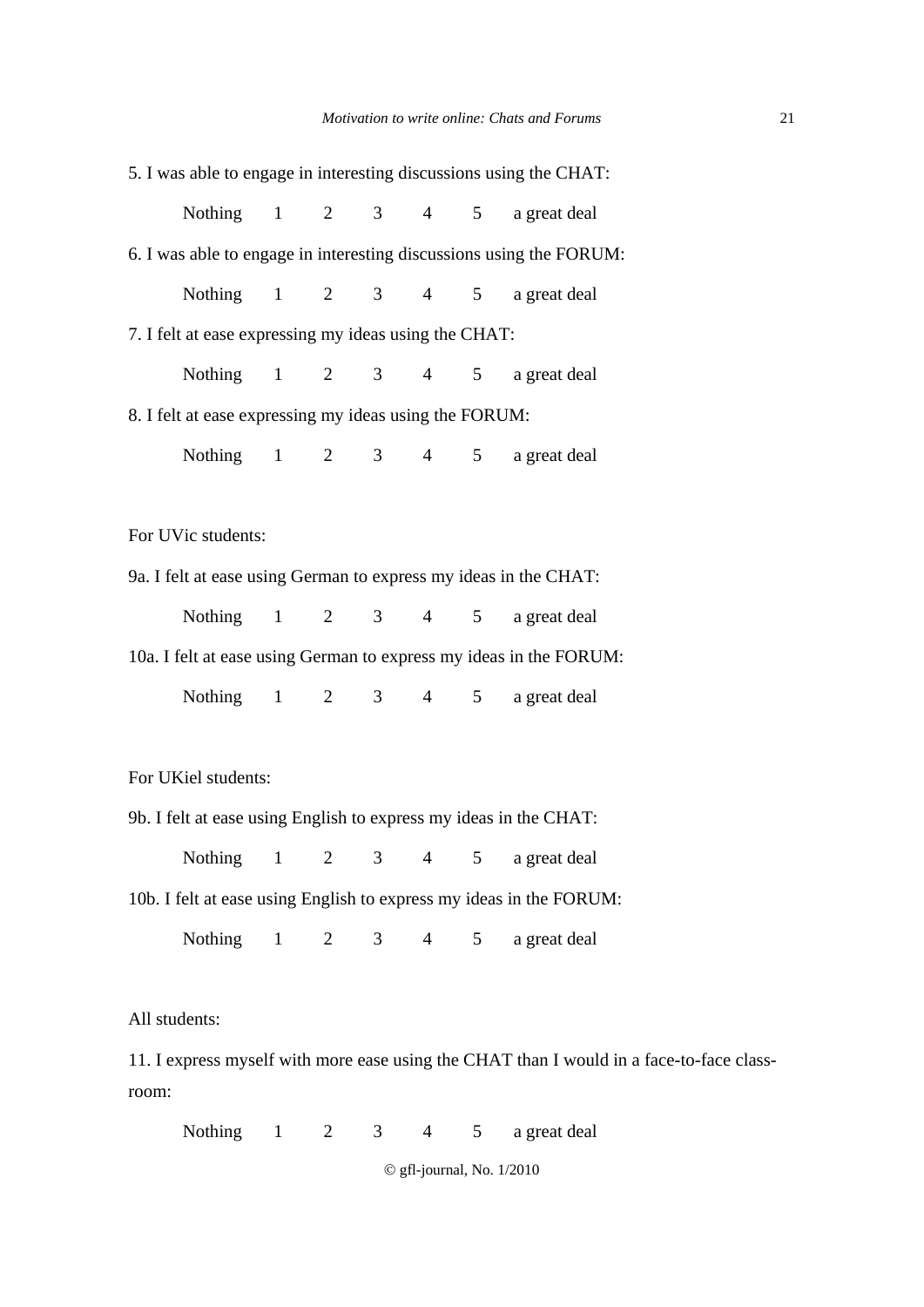5. I was able to engage in interesting discussions using the CHAT:

Nothing 1 2 3 4 5 a great deal

6. I was able to engage in interesting discussions using the FORUM:

Nothing 1 2 3 4 5 a great deal

7. I felt at ease expressing my ideas using the CHAT:

Nothing 1 2 3 4 5 a great deal

8. I felt at ease expressing my ideas using the FORUM:

Nothing 1 2 3 4 5 a great deal

For UVic students:

9a. I felt at ease using German to express my ideas in the CHAT:

Nothing 1 2 3 4 5 a great deal

10a. I felt at ease using German to express my ideas in the FORUM:

Nothing 1 2 3 4 5 a great deal

For UKiel students:

9b. I felt at ease using English to express my ideas in the CHAT:

Nothing 1 2 3 4 5 a great deal

10b. I felt at ease using English to express my ideas in the FORUM:

Nothing 1 2 3 4 5 a great deal

All students:

11. I express myself with more ease using the CHAT than I would in a face-to-face classroom:

Nothing 1 2 3 4 5 a great deal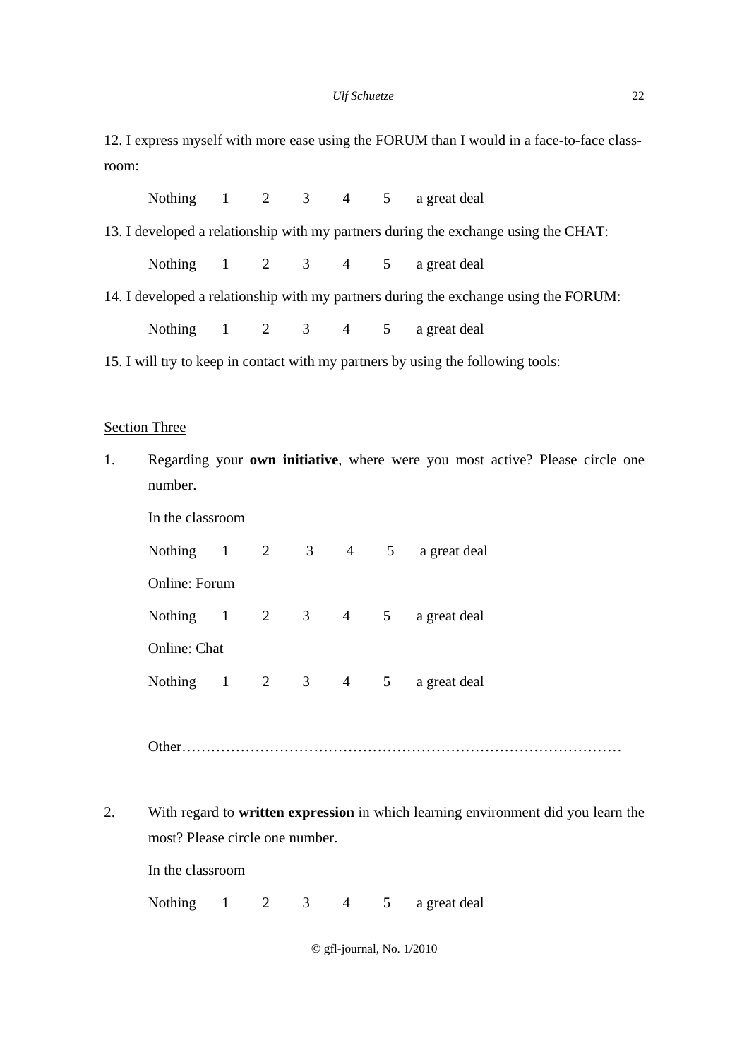12. I express myself with more ease using the FORUM than I would in a face-to-face classroom:

Nothing 1 2 3 4 5 a great deal

13. I developed a relationship with my partners during the exchange using the CHAT:

Nothing 1 2 3 4 5 a great deal

14. I developed a relationship with my partners during the exchange using the FORUM:

Nothing 1 2 3 4 5 a great deal

15. I will try to keep in contact with my partners by using the following tools:

<u>Section Three</u>

1. Regarding your **own initiative**, where were you most active? Please circle one number.

   In the classroom

   Nothing 1 2 3 4 5 a great deal

   Online: Forum

   Nothing 1 2 3 4 5 a great deal

   Online: Chat

   Nothing 1 2 3 4 5 a great deal

   Other………………………………………………………………………………

2. With regard to **written expression** in which learning environment did you learn the most? Please circle one number.

   In the classroom

   Nothing 1 2 3 4 5 a great deal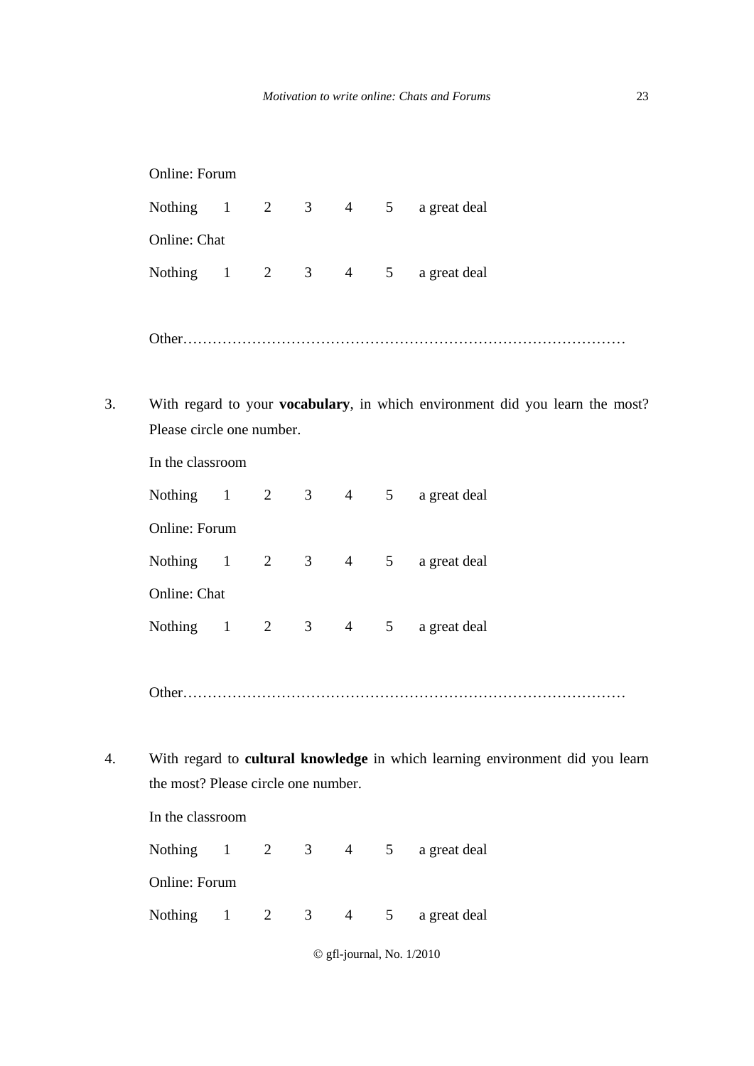Online: Forum

Nothing 1 2 3 4 5 a great deal

Online: Chat

Nothing 1 2 3 4 5 a great deal

Other………………………………………………………………………………

3. With regard to your **vocabulary**, in which environment did you learn the most? Please circle one number.

   In the classroom

   Nothing 1 2 3 4 5 a great deal

   Online: Forum

   Nothing 1 2 3 4 5 a great deal

   Online: Chat

   Nothing 1 2 3 4 5 a great deal

   Other………………………………………………………………………………

4. With regard to **cultural knowledge** in which learning environment did you learn the most? Please circle one number.

   In the classroom

   Nothing 1 2 3 4 5 a great deal

   Online: Forum

   Nothing 1 2 3 4 5 a great deal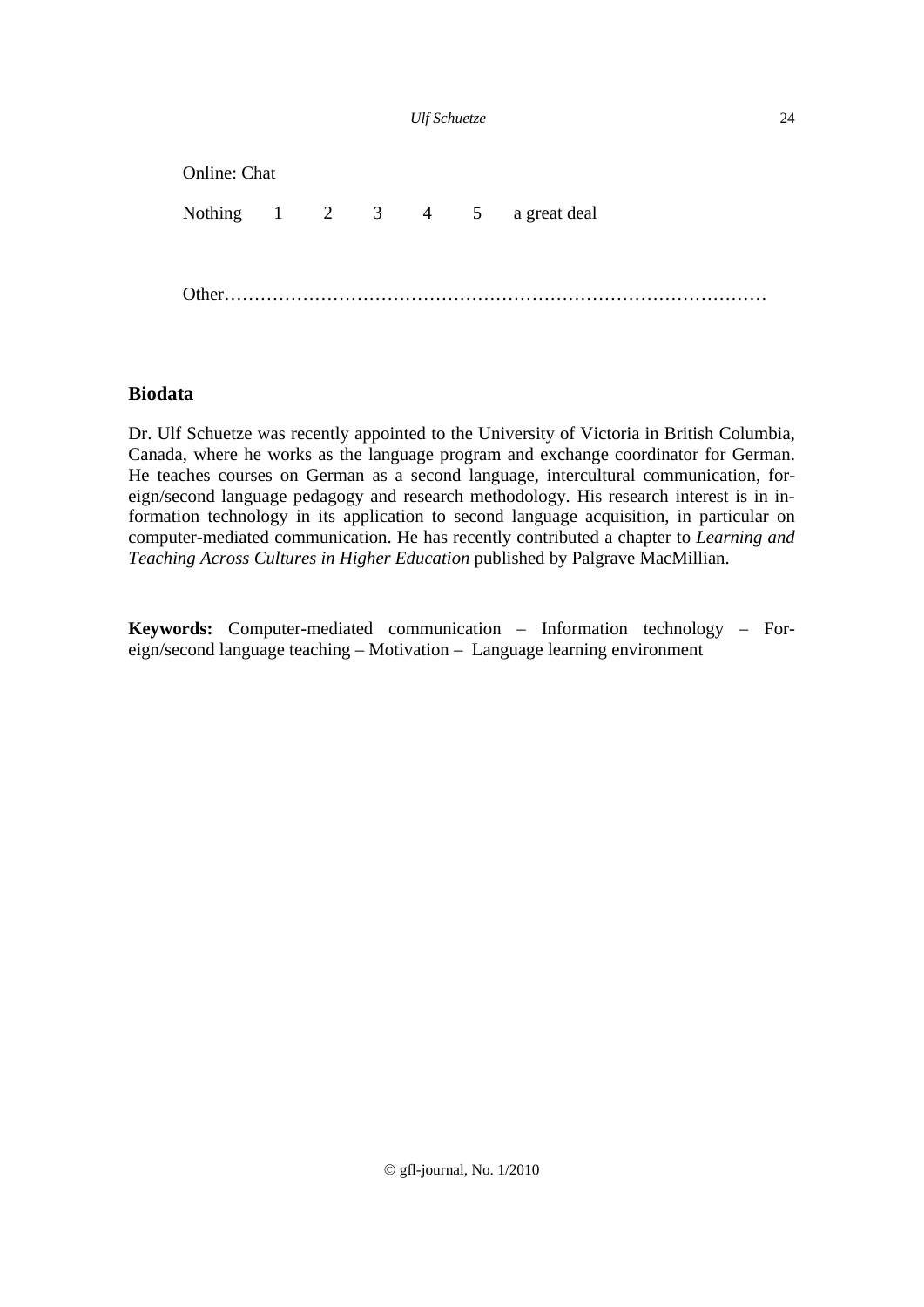Online: Chat

Nothing 1 2 3 4 5 a great deal

Other…………………………………………………………………………………

## Biodata

Dr. Ulf Schuetze was recently appointed to the University of Victoria in British Columbia, Canada, where he works as the language program and exchange coordinator for German. He teaches courses on German as a second language, intercultural communication, foreign/second language pedagogy and research methodology. His research interest is in information technology in its application to second language acquisition, in particular on computer-mediated communication. He has recently contributed a chapter to *Learning and Teaching Across Cultures in Higher Education* published by Palgrave MacMillian.

**Keywords:** Computer-mediated communication – Information technology – Foreign/second language teaching – Motivation – Language learning environment